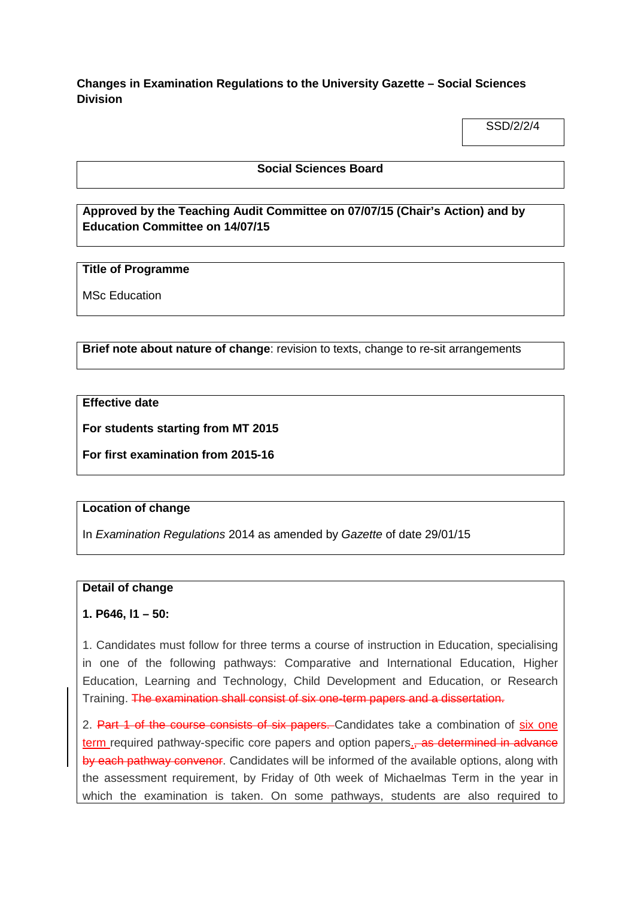**Changes in Examination Regulations to the University Gazette – Social Sciences Division**

SSD/2/2/4

**Social Sciences Board**

**Approved by the Teaching Audit Committee on 07/07/15 (Chair's Action) and by Education Committee on 14/07/15**

**Title of Programme**

MSc Education

**Brief note about nature of change**: revision to texts, change to re-sit arrangements

**Effective date**

**For students starting from MT 2015**

**For first examination from 2015-16**

**Location of change**

In *Examination Regulations* 2014 as amended by *Gazette* of date 29/01/15

**Detail of change**

**1. P646, l1 – 50:**

1. Candidates must follow for three terms a course of instruction in Education, specialising in one of the following pathways: Comparative and International Education, Higher Education, Learning and Technology, Child Development and Education, or Research Training. ~~The examination shall consist of six one-term papers and a dissertation.~~

2. ~~Part 1 of the course consists of six papers.~~ Candidates take a combination of <u>six one term</u> required pathway-specific core papers and option papers<u>.</u>~~, as determined in advance by each pathway convenor~~. Candidates will be informed of the available options, along with the assessment requirement, by Friday of 0th week of Michaelmas Term in the year in which the examination is taken. On some pathways, students are also required to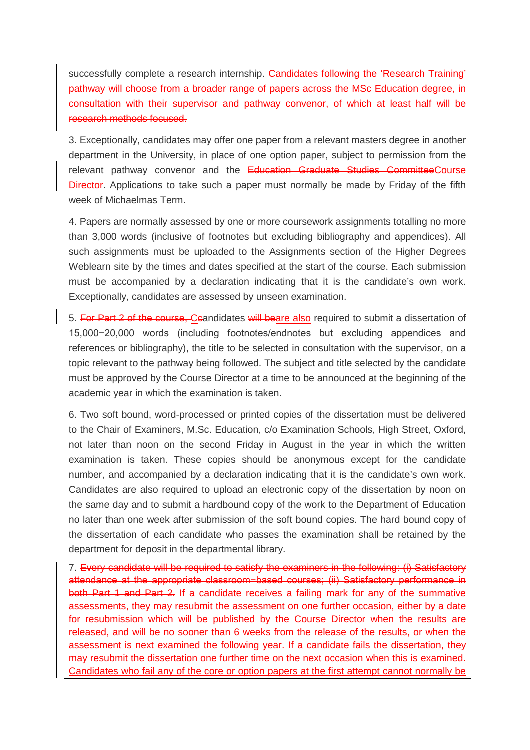successfully complete a research internship. ~~Candidates following the 'Research Training' pathway will choose from a broader range of papers across the MSc Education degree, in consultation with their supervisor and pathway convenor, of which at least half will be research methods focused.~~

3. Exceptionally, candidates may offer one paper from a relevant masters degree in another department in the University, in place of one option paper, subject to permission from the relevant pathway convenor and the ~~Education Graduate Studies Committee~~Course Director. Applications to take such a paper must normally be made by Friday of the fifth week of Michaelmas Term.

4. Papers are normally assessed by one or more coursework assignments totalling no more than 3,000 words (inclusive of footnotes but excluding bibliography and appendices). All such assignments must be uploaded to the Assignments section of the Higher Degrees Weblearn site by the times and dates specified at the start of the course. Each submission must be accompanied by a declaration indicating that it is the candidate's own work. Exceptionally, candidates are assessed by unseen examination.

5. ~~For Part 2 of the course, C~~candidates ~~will be~~are also required to submit a dissertation of 15,000−20,000 words (including footnotes/endnotes but excluding appendices and references or bibliography), the title to be selected in consultation with the supervisor, on a topic relevant to the pathway being followed. The subject and title selected by the candidate must be approved by the Course Director at a time to be announced at the beginning of the academic year in which the examination is taken.

6. Two soft bound, word-processed or printed copies of the dissertation must be delivered to the Chair of Examiners, M.Sc. Education, c/o Examination Schools, High Street, Oxford, not later than noon on the second Friday in August in the year in which the written examination is taken. These copies should be anonymous except for the candidate number, and accompanied by a declaration indicating that it is the candidate's own work. Candidates are also required to upload an electronic copy of the dissertation by noon on the same day and to submit a hardbound copy of the work to the Department of Education no later than one week after submission of the soft bound copies. The hard bound copy of the dissertation of each candidate who passes the examination shall be retained by the department for deposit in the departmental library.

7. ~~Every candidate will be required to satisfy the examiners in the following: (i) Satisfactory attendance at the appropriate classroom−based courses; (ii) Satisfactory performance in both Part 1 and Part 2.~~ If a candidate receives a failing mark for any of the summative assessments, they may resubmit the assessment on one further occasion, either by a date for resubmission which will be published by the Course Director when the results are released, and will be no sooner than 6 weeks from the release of the results, or when the assessment is next examined the following year. If a candidate fails the dissertation, they may resubmit the dissertation one further time on the next occasion when this is examined. Candidates who fail any of the core or option papers at the first attempt cannot normally be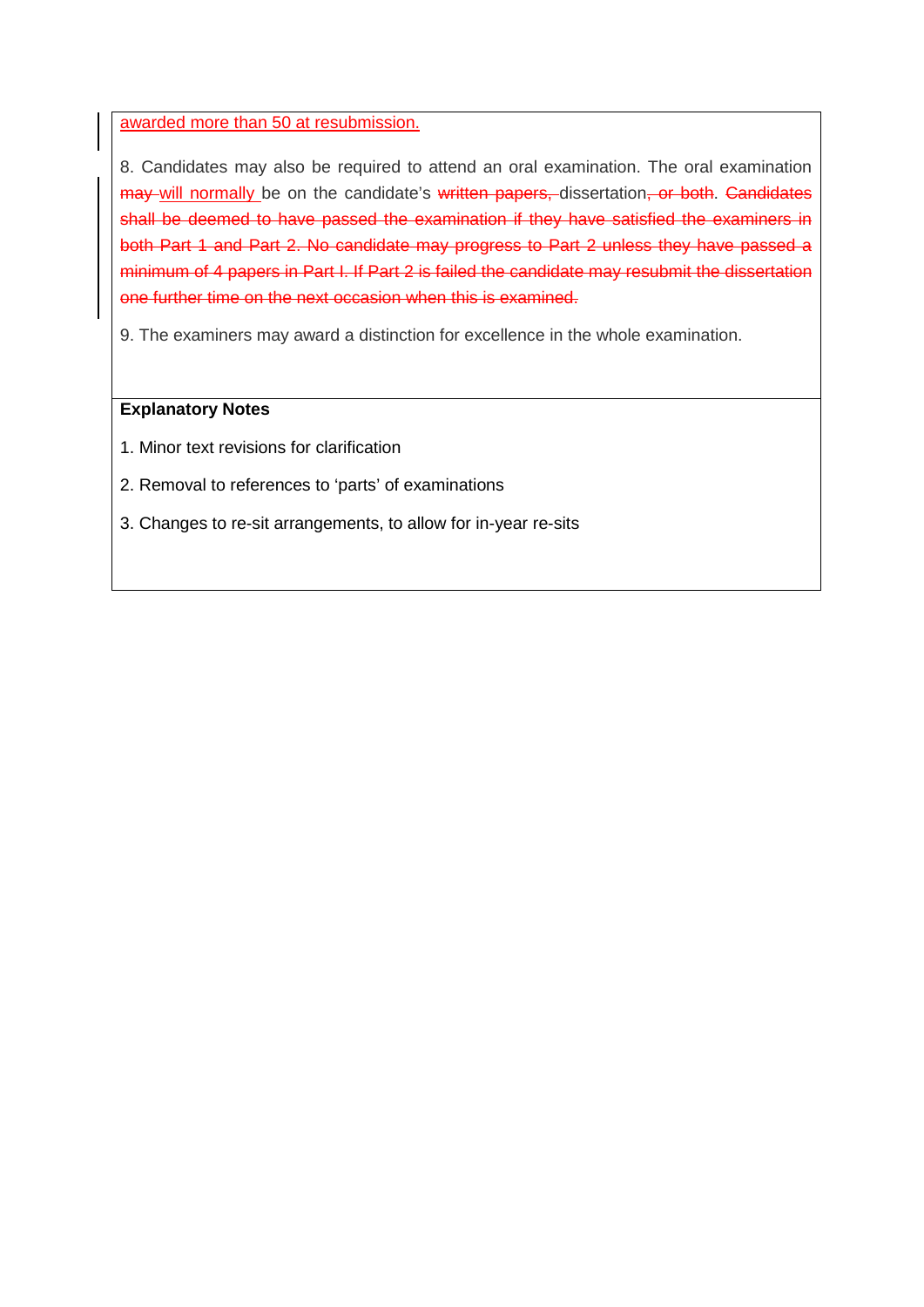awarded more than 50 at resubmission.

8. Candidates may also be required to attend an oral examination. The oral examination ~~may~~ will normally be on the candidate's ~~written papers,~~ dissertation~~, or both~~. ~~Candidates shall be deemed to have passed the examination if they have satisfied the examiners in both Part 1 and Part 2. No candidate may progress to Part 2 unless they have passed a minimum of 4 papers in Part I. If Part 2 is failed the candidate may resubmit the dissertation one further time on the next occasion when this is examined.~~

9. The examiners may award a distinction for excellence in the whole examination.

**Explanatory Notes**

1. Minor text revisions for clarification

2. Removal to references to 'parts' of examinations

3. Changes to re-sit arrangements, to allow for in-year re-sits